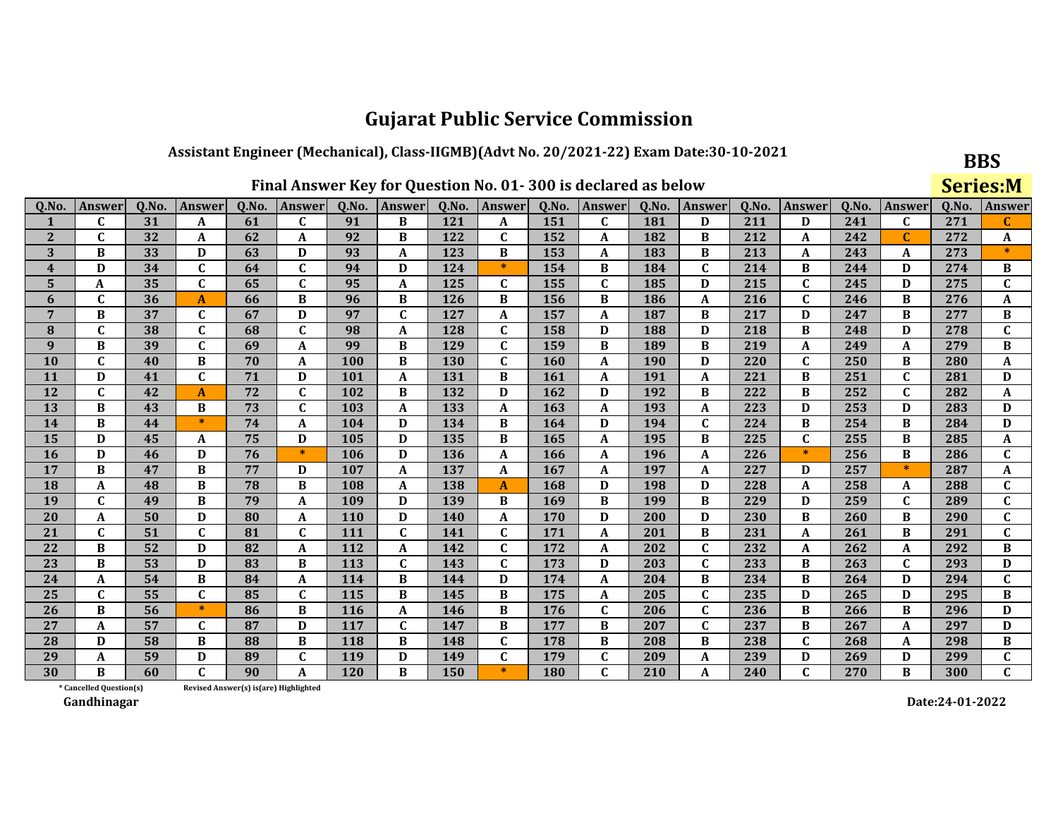# Gujarat Public Service Commission

## Assistant Engineer (Mechanical), Class-IIGMB)(Advt No. 20/2021-22) Exam Date:30-10-2021

**BBS**

**Series:M**

### Final Answer Key for Question No. 01- 300 is declared as below

| Q.No. | Answer | Q.No. | Answer | Q.No. | Answer | Q.No. | Answer | Q.No. | Answer | Q.No. | Answer | Q.No. | Answer | Q.No. | Answer | Q.No. | Answer | Q.No. | Answer |
|---|---|---|---|---|---|---|---|---|---|---|---|---|---|---|---|---|---|---|---|
| 1 | C | 31 | A | 61 | C | 91 | B | 121 | A | 151 | C | 181 | D | 211 | D | 241 | C | 271 | C |
| 2 | C | 32 | A | 62 | A | 92 | B | 122 | C | 152 | A | 182 | B | 212 | A | 242 | C | 272 | A |
| 3 | B | 33 | D | 63 | D | 93 | A | 123 | B | 153 | A | 183 | B | 213 | A | 243 | A | 273 | * |
| 4 | D | 34 | C | 64 | C | 94 | D | 124 | * | 154 | B | 184 | C | 214 | B | 244 | D | 274 | B |
| 5 | A | 35 | C | 65 | C | 95 | A | 125 | C | 155 | C | 185 | D | 215 | C | 245 | D | 275 | C |
| 6 | C | 36 | A | 66 | B | 96 | B | 126 | B | 156 | B | 186 | A | 216 | C | 246 | B | 276 | A |
| 7 | B | 37 | C | 67 | D | 97 | C | 127 | A | 157 | A | 187 | B | 217 | D | 247 | B | 277 | B |
| 8 | C | 38 | C | 68 | C | 98 | A | 128 | C | 158 | D | 188 | D | 218 | B | 248 | D | 278 | C |
| 9 | B | 39 | C | 69 | A | 99 | B | 129 | C | 159 | B | 189 | B | 219 | A | 249 | A | 279 | B |
| 10 | C | 40 | B | 70 | A | 100 | B | 130 | C | 160 | A | 190 | D | 220 | C | 250 | B | 280 | A |
| 11 | D | 41 | C | 71 | D | 101 | A | 131 | B | 161 | A | 191 | A | 221 | B | 251 | C | 281 | D |
| 12 | C | 42 | A | 72 | C | 102 | B | 132 | D | 162 | D | 192 | B | 222 | B | 252 | C | 282 | A |
| 13 | B | 43 | B | 73 | C | 103 | A | 133 | A | 163 | A | 193 | A | 223 | D | 253 | D | 283 | D |
| 14 | B | 44 | * | 74 | A | 104 | D | 134 | B | 164 | D | 194 | C | 224 | B | 254 | B | 284 | D |
| 15 | D | 45 | A | 75 | D | 105 | D | 135 | B | 165 | A | 195 | B | 225 | C | 255 | B | 285 | A |
| 16 | D | 46 | D | 76 | * | 106 | D | 136 | A | 166 | A | 196 | A | 226 | * | 256 | B | 286 | C |
| 17 | B | 47 | B | 77 | D | 107 | A | 137 | A | 167 | A | 197 | A | 227 | D | 257 | * | 287 | A |
| 18 | A | 48 | B | 78 | B | 108 | A | 138 | A | 168 | D | 198 | D | 228 | A | 258 | A | 288 | C |
| 19 | C | 49 | B | 79 | A | 109 | D | 139 | B | 169 | B | 199 | B | 229 | D | 259 | C | 289 | C |
| 20 | A | 50 | D | 80 | A | 110 | D | 140 | A | 170 | D | 200 | D | 230 | B | 260 | B | 290 | C |
| 21 | C | 51 | C | 81 | C | 111 | C | 141 | C | 171 | A | 201 | B | 231 | A | 261 | B | 291 | C |
| 22 | B | 52 | D | 82 | A | 112 | A | 142 | C | 172 | A | 202 | C | 232 | A | 262 | A | 292 | B |
| 23 | B | 53 | D | 83 | B | 113 | C | 143 | C | 173 | D | 203 | C | 233 | B | 263 | C | 293 | D |
| 24 | A | 54 | B | 84 | A | 114 | B | 144 | D | 174 | A | 204 | B | 234 | B | 264 | D | 294 | C |
| 25 | C | 55 | C | 85 | C | 115 | B | 145 | B | 175 | A | 205 | C | 235 | D | 265 | D | 295 | B |
| 26 | B | 56 | * | 86 | B | 116 | A | 146 | B | 176 | C | 206 | C | 236 | B | 266 | B | 296 | D |
| 27 | A | 57 | C | 87 | D | 117 | C | 147 | B | 177 | B | 207 | C | 237 | B | 267 | A | 297 | D |
| 28 | D | 58 | B | 88 | B | 118 | B | 148 | C | 178 | B | 208 | B | 238 | C | 268 | A | 298 | B |
| 29 | A | 59 | D | 89 | C | 119 | D | 149 | C | 179 | C | 209 | A | 239 | D | 269 | D | 299 | C |
| 30 | B | 60 | C | 90 | A | 120 | B | 150 | * | 180 | C | 210 | A | 240 | C | 270 | B | 300 | C |

\* Cancelled Question(s)    Revised Answer(s) is(are) Highlighted

Gandhinagar

Date:24-01-2022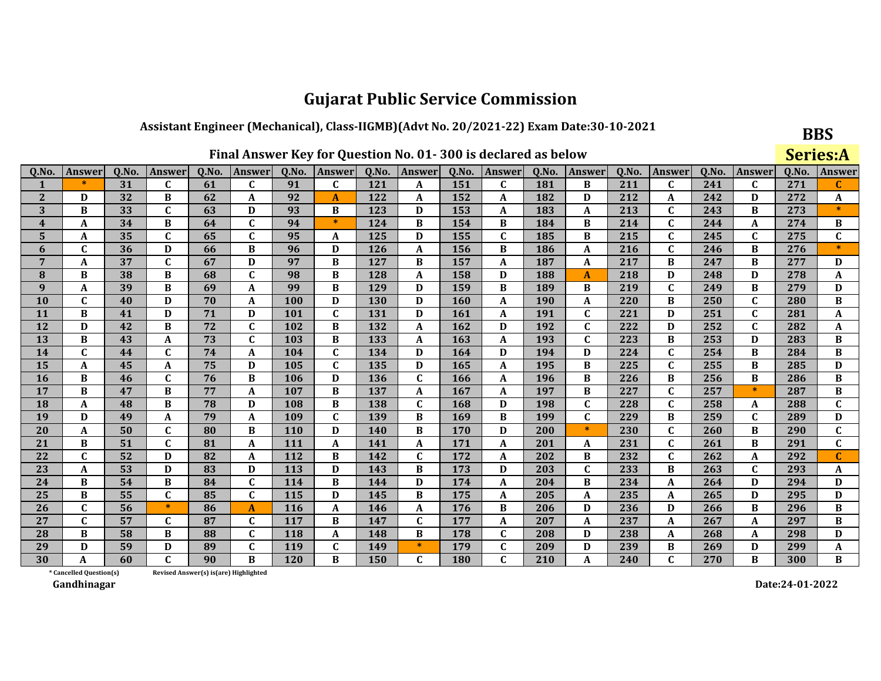# Gujarat Public Service Commission

## Assistant Engineer (Mechanical), Class-IIGMB)(Advt No. 20/2021-22) Exam Date:30-10-2021

**BBS**

**Series:A**

### Final Answer Key for Question No. 01- 300 is declared as below

| Q.No. | Answer | Q.No. | Answer | Q.No. | Answer | Q.No. | Answer | Q.No. | Answer | Q.No. | Answer | Q.No. | Answer | Q.No. | Answer | Q.No. | Answer | Q.No. | Answer |
|---|---|---|---|---|---|---|---|---|---|---|---|---|---|---|---|---|---|---|---|
| 1 | * | 31 | C | 61 | C | 91 | C | 121 | A | 151 | C | 181 | B | 211 | C | 241 | C | 271 | C |
| 2 | D | 32 | B | 62 | A | 92 | A | 122 | A | 152 | A | 182 | D | 212 | A | 242 | D | 272 | A |
| 3 | B | 33 | C | 63 | D | 93 | B | 123 | D | 153 | A | 183 | A | 213 | C | 243 | B | 273 | * |
| 4 | A | 34 | B | 64 | C | 94 | * | 124 | B | 154 | B | 184 | B | 214 | C | 244 | A | 274 | B |
| 5 | A | 35 | C | 65 | C | 95 | A | 125 | D | 155 | C | 185 | B | 215 | C | 245 | C | 275 | C |
| 6 | C | 36 | D | 66 | B | 96 | D | 126 | A | 156 | B | 186 | A | 216 | C | 246 | B | 276 | * |
| 7 | A | 37 | C | 67 | D | 97 | B | 127 | B | 157 | A | 187 | A | 217 | B | 247 | B | 277 | D |
| 8 | B | 38 | B | 68 | C | 98 | B | 128 | A | 158 | D | 188 | A | 218 | D | 248 | D | 278 | A |
| 9 | A | 39 | B | 69 | A | 99 | B | 129 | D | 159 | B | 189 | B | 219 | C | 249 | B | 279 | D |
| 10 | C | 40 | D | 70 | A | 100 | D | 130 | D | 160 | A | 190 | A | 220 | B | 250 | C | 280 | B |
| 11 | B | 41 | D | 71 | D | 101 | C | 131 | D | 161 | A | 191 | C | 221 | D | 251 | C | 281 | A |
| 12 | D | 42 | B | 72 | C | 102 | B | 132 | A | 162 | D | 192 | C | 222 | D | 252 | C | 282 | A |
| 13 | B | 43 | A | 73 | C | 103 | B | 133 | A | 163 | A | 193 | C | 223 | B | 253 | D | 283 | B |
| 14 | C | 44 | C | 74 | A | 104 | C | 134 | D | 164 | D | 194 | D | 224 | C | 254 | B | 284 | B |
| 15 | A | 45 | A | 75 | D | 105 | C | 135 | D | 165 | A | 195 | B | 225 | C | 255 | B | 285 | D |
| 16 | B | 46 | C | 76 | B | 106 | D | 136 | C | 166 | A | 196 | B | 226 | B | 256 | B | 286 | B |
| 17 | B | 47 | B | 77 | A | 107 | B | 137 | A | 167 | A | 197 | B | 227 | C | 257 | * | 287 | B |
| 18 | A | 48 | B | 78 | D | 108 | B | 138 | C | 168 | D | 198 | C | 228 | C | 258 | A | 288 | C |
| 19 | D | 49 | A | 79 | A | 109 | C | 139 | B | 169 | B | 199 | C | 229 | B | 259 | C | 289 | D |
| 20 | A | 50 | C | 80 | B | 110 | D | 140 | B | 170 | D | 200 | * | 230 | C | 260 | B | 290 | C |
| 21 | B | 51 | C | 81 | A | 111 | A | 141 | A | 171 | A | 201 | A | 231 | C | 261 | B | 291 | C |
| 22 | C | 52 | D | 82 | A | 112 | B | 142 | C | 172 | A | 202 | B | 232 | C | 262 | A | 292 | C |
| 23 | A | 53 | D | 83 | D | 113 | D | 143 | B | 173 | D | 203 | C | 233 | B | 263 | C | 293 | A |
| 24 | B | 54 | B | 84 | C | 114 | B | 144 | D | 174 | A | 204 | B | 234 | A | 264 | D | 294 | D |
| 25 | B | 55 | C | 85 | C | 115 | D | 145 | B | 175 | A | 205 | A | 235 | A | 265 | D | 295 | D |
| 26 | C | 56 | * | 86 | A | 116 | A | 146 | A | 176 | B | 206 | D | 236 | D | 266 | B | 296 | B |
| 27 | C | 57 | C | 87 | C | 117 | B | 147 | C | 177 | A | 207 | A | 237 | A | 267 | A | 297 | B |
| 28 | B | 58 | B | 88 | C | 118 | A | 148 | B | 178 | C | 208 | D | 238 | A | 268 | A | 298 | D |
| 29 | D | 59 | D | 89 | C | 119 | C | 149 | * | 179 | C | 209 | D | 239 | B | 269 | D | 299 | A |
| 30 | A | 60 | C | 90 | B | 120 | B | 150 | C | 180 | C | 210 | A | 240 | C | 270 | B | 300 | B |

* Cancelled Question(s)     Revised Answer(s) is(are) Highlighted

Gandhinagar

Date:24-01-2022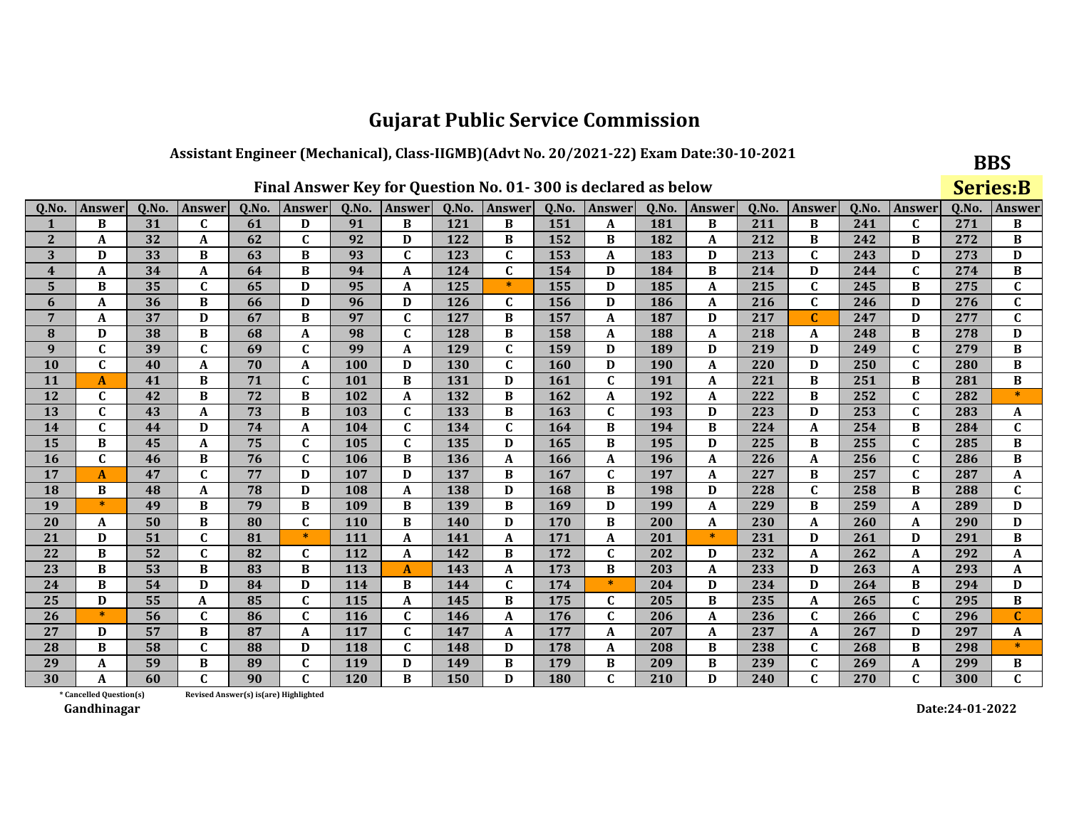# Gujarat Public Service Commission

### Assistant Engineer (Mechanical), Class-IIGMB)(Advt No. 20/2021-22) Exam Date:30-10-2021

**BBS**

**Series:B**

### Final Answer Key for Question No. 01- 300 is declared as below

| Q.No. | Answer | Q.No. | Answer | Q.No. | Answer | Q.No. | Answer | Q.No. | Answer | Q.No. | Answer | Q.No. | Answer | Q.No. | Answer | Q.No. | Answer | Q.No. | Answer |
|---|---|---|---|---|---|---|---|---|---|---|---|---|---|---|---|---|---|---|---|
| 1 | B | 31 | C | 61 | D | 91 | B | 121 | B | 151 | A | 181 | B | 211 | B | 241 | C | 271 | B |
| 2 | A | 32 | A | 62 | C | 92 | D | 122 | B | 152 | B | 182 | A | 212 | B | 242 | B | 272 | B |
| 3 | D | 33 | B | 63 | B | 93 | C | 123 | C | 153 | A | 183 | D | 213 | C | 243 | D | 273 | D |
| 4 | A | 34 | A | 64 | B | 94 | A | 124 | C | 154 | D | 184 | B | 214 | D | 244 | C | 274 | B |
| 5 | B | 35 | C | 65 | D | 95 | A | 125 | * | 155 | D | 185 | A | 215 | C | 245 | B | 275 | C |
| 6 | A | 36 | B | 66 | D | 96 | D | 126 | C | 156 | D | 186 | A | 216 | C | 246 | D | 276 | C |
| 7 | A | 37 | D | 67 | B | 97 | C | 127 | B | 157 | A | 187 | D | 217 | C | 247 | D | 277 | C |
| 8 | D | 38 | B | 68 | A | 98 | C | 128 | B | 158 | A | 188 | A | 218 | A | 248 | B | 278 | D |
| 9 | C | 39 | C | 69 | C | 99 | A | 129 | C | 159 | D | 189 | D | 219 | D | 249 | C | 279 | B |
| 10 | C | 40 | A | 70 | A | 100 | D | 130 | C | 160 | D | 190 | A | 220 | D | 250 | C | 280 | B |
| 11 | A | 41 | B | 71 | C | 101 | B | 131 | D | 161 | C | 191 | A | 221 | B | 251 | B | 281 | B |
| 12 | C | 42 | B | 72 | B | 102 | A | 132 | B | 162 | A | 192 | A | 222 | B | 252 | C | 282 | * |
| 13 | C | 43 | A | 73 | B | 103 | C | 133 | B | 163 | C | 193 | D | 223 | D | 253 | C | 283 | A |
| 14 | C | 44 | D | 74 | A | 104 | C | 134 | C | 164 | B | 194 | B | 224 | A | 254 | B | 284 | C |
| 15 | B | 45 | A | 75 | C | 105 | C | 135 | D | 165 | B | 195 | D | 225 | B | 255 | C | 285 | B |
| 16 | C | 46 | B | 76 | C | 106 | B | 136 | A | 166 | A | 196 | A | 226 | A | 256 | C | 286 | B |
| 17 | A | 47 | C | 77 | D | 107 | D | 137 | B | 167 | C | 197 | A | 227 | B | 257 | C | 287 | A |
| 18 | B | 48 | A | 78 | D | 108 | A | 138 | D | 168 | B | 198 | D | 228 | C | 258 | B | 288 | C |
| 19 | * | 49 | B | 79 | B | 109 | B | 139 | B | 169 | D | 199 | A | 229 | B | 259 | A | 289 | D |
| 20 | A | 50 | B | 80 | C | 110 | B | 140 | D | 170 | B | 200 | A | 230 | A | 260 | A | 290 | D |
| 21 | D | 51 | C | 81 | * | 111 | A | 141 | A | 171 | A | 201 | * | 231 | D | 261 | D | 291 | B |
| 22 | B | 52 | C | 82 | C | 112 | A | 142 | B | 172 | C | 202 | D | 232 | A | 262 | A | 292 | A |
| 23 | B | 53 | B | 83 | B | 113 | A | 143 | A | 173 | B | 203 | A | 233 | D | 263 | A | 293 | A |
| 24 | B | 54 | D | 84 | D | 114 | B | 144 | C | 174 | * | 204 | D | 234 | D | 264 | B | 294 | D |
| 25 | D | 55 | A | 85 | C | 115 | A | 145 | B | 175 | C | 205 | B | 235 | A | 265 | C | 295 | B |
| 26 | * | 56 | C | 86 | C | 116 | C | 146 | A | 176 | C | 206 | A | 236 | C | 266 | C | 296 | C |
| 27 | D | 57 | B | 87 | A | 117 | C | 147 | A | 177 | A | 207 | A | 237 | A | 267 | D | 297 | A |
| 28 | B | 58 | C | 88 | D | 118 | C | 148 | D | 178 | A | 208 | B | 238 | C | 268 | B | 298 | * |
| 29 | A | 59 | B | 89 | C | 119 | D | 149 | B | 179 | B | 209 | B | 239 | C | 269 | A | 299 | B |
| 30 | A | 60 | C | 90 | C | 120 | B | 150 | D | 180 | C | 210 | D | 240 | C | 270 | C | 300 | C |

\* Cancelled Question(s)      Revised Answer(s) is(are) Highlighted

Gandhinagar

Date:24-01-2022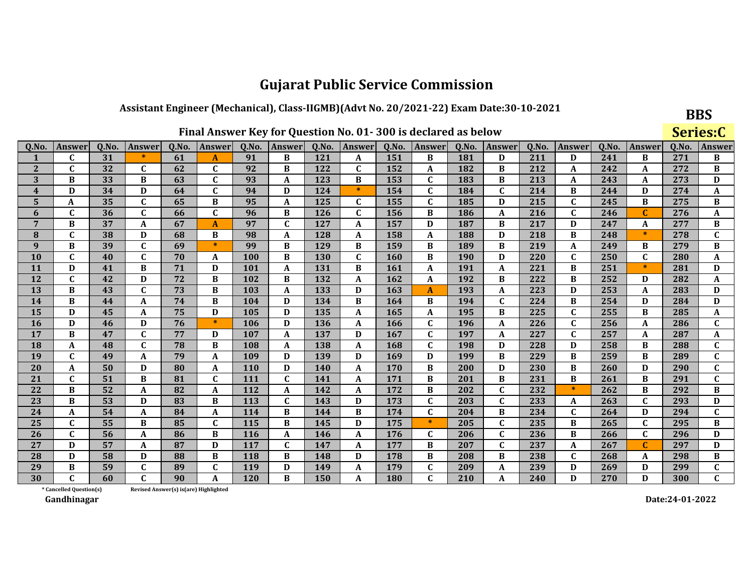# Gujarat Public Service Commission

## Assistant Engineer (Mechanical), Class-IIGMB)(Advt No. 20/2021-22) Exam Date:30-10-2021

**BBS**

**Series:C**

### Final Answer Key for Question No. 01- 300 is declared as below

| Q.No. | Answer | Q.No. | Answer | Q.No. | Answer | Q.No. | Answer | Q.No. | Answer | Q.No. | Answer | Q.No. | Answer | Q.No. | Answer | Q.No. | Answer | Q.No. | Answer |
|---|---|---|---|---|---|---|---|---|---|---|---|---|---|---|---|---|---|---|---|
| 1 | C | 31 | * | 61 | A | 91 | B | 121 | A | 151 | B | 181 | D | 211 | D | 241 | B | 271 | B |
| 2 | C | 32 | C | 62 | C | 92 | B | 122 | C | 152 | A | 182 | B | 212 | A | 242 | A | 272 | B |
| 3 | B | 33 | B | 63 | C | 93 | A | 123 | B | 153 | C | 183 | B | 213 | A | 243 | A | 273 | D |
| 4 | D | 34 | D | 64 | C | 94 | D | 124 | * | 154 | C | 184 | C | 214 | B | 244 | D | 274 | A |
| 5 | A | 35 | C | 65 | B | 95 | A | 125 | C | 155 | C | 185 | D | 215 | C | 245 | B | 275 | B |
| 6 | C | 36 | C | 66 | C | 96 | B | 126 | C | 156 | B | 186 | A | 216 | C | 246 | C | 276 | A |
| 7 | B | 37 | A | 67 | A | 97 | C | 127 | A | 157 | D | 187 | B | 217 | D | 247 | A | 277 | B |
| 8 | C | 38 | D | 68 | B | 98 | A | 128 | A | 158 | A | 188 | D | 218 | B | 248 | * | 278 | C |
| 9 | B | 39 | C | 69 | * | 99 | B | 129 | B | 159 | B | 189 | B | 219 | A | 249 | B | 279 | B |
| 10 | C | 40 | C | 70 | A | 100 | B | 130 | C | 160 | B | 190 | D | 220 | C | 250 | C | 280 | A |
| 11 | D | 41 | B | 71 | D | 101 | A | 131 | B | 161 | A | 191 | A | 221 | B | 251 | * | 281 | D |
| 12 | C | 42 | D | 72 | B | 102 | B | 132 | A | 162 | A | 192 | B | 222 | B | 252 | D | 282 | A |
| 13 | B | 43 | C | 73 | B | 103 | A | 133 | D | 163 | A | 193 | A | 223 | D | 253 | A | 283 | D |
| 14 | B | 44 | A | 74 | B | 104 | D | 134 | B | 164 | B | 194 | C | 224 | B | 254 | D | 284 | D |
| 15 | D | 45 | A | 75 | D | 105 | D | 135 | A | 165 | A | 195 | B | 225 | C | 255 | B | 285 | A |
| 16 | D | 46 | D | 76 | * | 106 | D | 136 | A | 166 | C | 196 | A | 226 | C | 256 | A | 286 | C |
| 17 | B | 47 | C | 77 | D | 107 | A | 137 | D | 167 | C | 197 | A | 227 | C | 257 | A | 287 | A |
| 18 | A | 48 | C | 78 | B | 108 | A | 138 | A | 168 | C | 198 | D | 228 | D | 258 | B | 288 | C |
| 19 | C | 49 | A | 79 | A | 109 | D | 139 | D | 169 | D | 199 | B | 229 | B | 259 | B | 289 | C |
| 20 | A | 50 | D | 80 | A | 110 | D | 140 | A | 170 | B | 200 | D | 230 | B | 260 | D | 290 | C |
| 21 | C | 51 | B | 81 | C | 111 | C | 141 | A | 171 | B | 201 | B | 231 | B | 261 | B | 291 | C |
| 22 | B | 52 | A | 82 | A | 112 | A | 142 | A | 172 | B | 202 | C | 232 | * | 262 | B | 292 | B |
| 23 | B | 53 | D | 83 | B | 113 | C | 143 | D | 173 | C | 203 | C | 233 | A | 263 | C | 293 | D |
| 24 | A | 54 | A | 84 | A | 114 | B | 144 | B | 174 | C | 204 | B | 234 | C | 264 | D | 294 | C |
| 25 | C | 55 | B | 85 | C | 115 | B | 145 | D | 175 | * | 205 | C | 235 | B | 265 | C | 295 | B |
| 26 | C | 56 | A | 86 | B | 116 | A | 146 | A | 176 | C | 206 | C | 236 | B | 266 | C | 296 | D |
| 27 | D | 57 | A | 87 | D | 117 | C | 147 | A | 177 | B | 207 | C | 237 | A | 267 | C | 297 | D |
| 28 | D | 58 | D | 88 | B | 118 | B | 148 | D | 178 | B | 208 | B | 238 | C | 268 | A | 298 | B |
| 29 | B | 59 | C | 89 | C | 119 | D | 149 | A | 179 | C | 209 | A | 239 | D | 269 | D | 299 | C |
| 30 | C | 60 | C | 90 | A | 120 | B | 150 | A | 180 | C | 210 | A | 240 | D | 270 | D | 300 | C |

\* Cancelled Question(s)    Revised Answer(s) is(are) Highlighted

Gandhinagar

Date:24-01-2022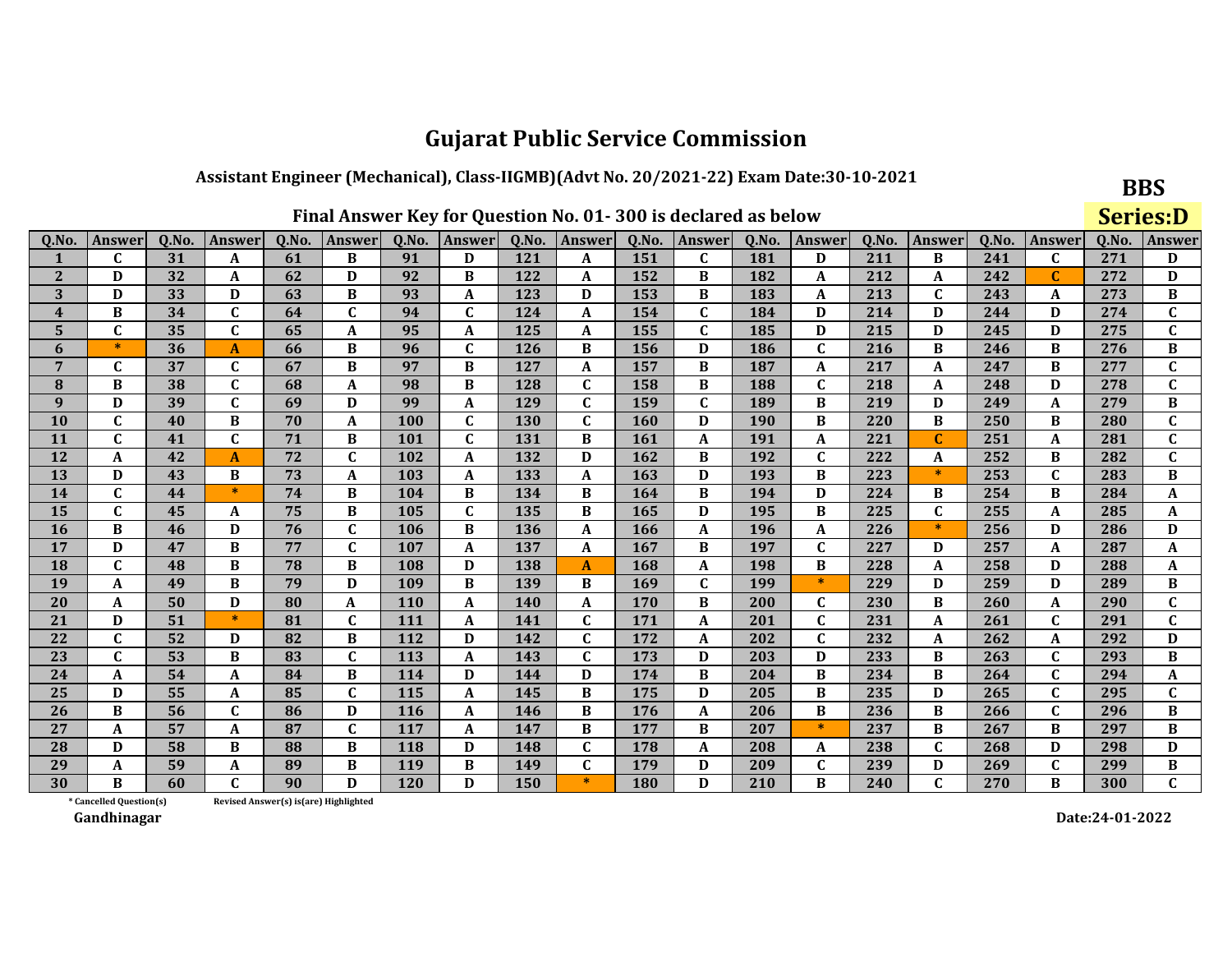# Gujarat Public Service Commission

## Assistant Engineer (Mechanical), Class-IIGMB)(Advt No. 20/2021-22) Exam Date:30-10-2021

**BBS**

**Series:D**

### Final Answer Key for Question No. 01- 300 is declared as below

| Q.No. | Answer | Q.No. | Answer | Q.No. | Answer | Q.No. | Answer | Q.No. | Answer | Q.No. | Answer | Q.No. | Answer | Q.No. | Answer | Q.No. | Answer | Q.No. | Answer |
|---|---|---|---|---|---|---|---|---|---|---|---|---|---|---|---|---|---|---|---|
| 1 | C | 31 | A | 61 | B | 91 | D | 121 | A | 151 | C | 181 | D | 211 | B | 241 | C | 271 | D |
| 2 | D | 32 | A | 62 | D | 92 | B | 122 | A | 152 | B | 182 | A | 212 | A | 242 | C | 272 | D |
| 3 | D | 33 | D | 63 | B | 93 | A | 123 | D | 153 | B | 183 | A | 213 | C | 243 | A | 273 | B |
| 4 | B | 34 | C | 64 | C | 94 | C | 124 | A | 154 | C | 184 | D | 214 | D | 244 | D | 274 | C |
| 5 | C | 35 | C | 65 | A | 95 | A | 125 | A | 155 | C | 185 | D | 215 | D | 245 | D | 275 | C |
| 6 | * | 36 | A | 66 | B | 96 | C | 126 | B | 156 | D | 186 | C | 216 | B | 246 | B | 276 | B |
| 7 | C | 37 | C | 67 | B | 97 | B | 127 | A | 157 | B | 187 | A | 217 | A | 247 | B | 277 | C |
| 8 | B | 38 | C | 68 | A | 98 | B | 128 | C | 158 | B | 188 | C | 218 | A | 248 | D | 278 | C |
| 9 | D | 39 | C | 69 | D | 99 | A | 129 | C | 159 | C | 189 | B | 219 | D | 249 | A | 279 | B |
| 10 | C | 40 | B | 70 | A | 100 | C | 130 | C | 160 | D | 190 | B | 220 | B | 250 | B | 280 | C |
| 11 | C | 41 | C | 71 | B | 101 | C | 131 | B | 161 | A | 191 | A | 221 | C | 251 | A | 281 | C |
| 12 | A | 42 | A | 72 | C | 102 | A | 132 | D | 162 | B | 192 | C | 222 | A | 252 | B | 282 | C |
| 13 | D | 43 | B | 73 | A | 103 | A | 133 | A | 163 | D | 193 | B | 223 | * | 253 | C | 283 | B |
| 14 | C | 44 | * | 74 | B | 104 | B | 134 | B | 164 | B | 194 | D | 224 | B | 254 | B | 284 | A |
| 15 | C | 45 | A | 75 | B | 105 | C | 135 | B | 165 | D | 195 | B | 225 | C | 255 | A | 285 | A |
| 16 | B | 46 | D | 76 | C | 106 | B | 136 | A | 166 | A | 196 | A | 226 | * | 256 | D | 286 | D |
| 17 | D | 47 | B | 77 | C | 107 | A | 137 | A | 167 | B | 197 | C | 227 | D | 257 | A | 287 | A |
| 18 | C | 48 | B | 78 | B | 108 | D | 138 | A | 168 | A | 198 | B | 228 | A | 258 | D | 288 | A |
| 19 | A | 49 | B | 79 | D | 109 | B | 139 | B | 169 | C | 199 | * | 229 | D | 259 | D | 289 | B |
| 20 | A | 50 | D | 80 | A | 110 | A | 140 | A | 170 | B | 200 | C | 230 | B | 260 | A | 290 | C |
| 21 | D | 51 | * | 81 | C | 111 | A | 141 | C | 171 | A | 201 | C | 231 | A | 261 | C | 291 | C |
| 22 | C | 52 | D | 82 | B | 112 | D | 142 | C | 172 | A | 202 | C | 232 | A | 262 | A | 292 | D |
| 23 | C | 53 | B | 83 | C | 113 | A | 143 | C | 173 | D | 203 | D | 233 | B | 263 | C | 293 | B |
| 24 | A | 54 | A | 84 | B | 114 | D | 144 | D | 174 | B | 204 | B | 234 | B | 264 | C | 294 | A |
| 25 | D | 55 | A | 85 | C | 115 | A | 145 | B | 175 | D | 205 | B | 235 | D | 265 | C | 295 | C |
| 26 | B | 56 | C | 86 | D | 116 | A | 146 | B | 176 | A | 206 | B | 236 | B | 266 | C | 296 | B |
| 27 | A | 57 | A | 87 | C | 117 | A | 147 | B | 177 | B | 207 | * | 237 | B | 267 | B | 297 | B |
| 28 | D | 58 | B | 88 | B | 118 | D | 148 | C | 178 | A | 208 | A | 238 | C | 268 | D | 298 | D |
| 29 | A | 59 | A | 89 | B | 119 | B | 149 | C | 179 | D | 209 | C | 239 | D | 269 | C | 299 | B |
| 30 | B | 60 | C | 90 | D | 120 | D | 150 | * | 180 | D | 210 | B | 240 | C | 270 | B | 300 | C |

\* Cancelled Question(s)    Revised Answer(s) is(are) Highlighted

Gandhinagar

Date:24-01-2022